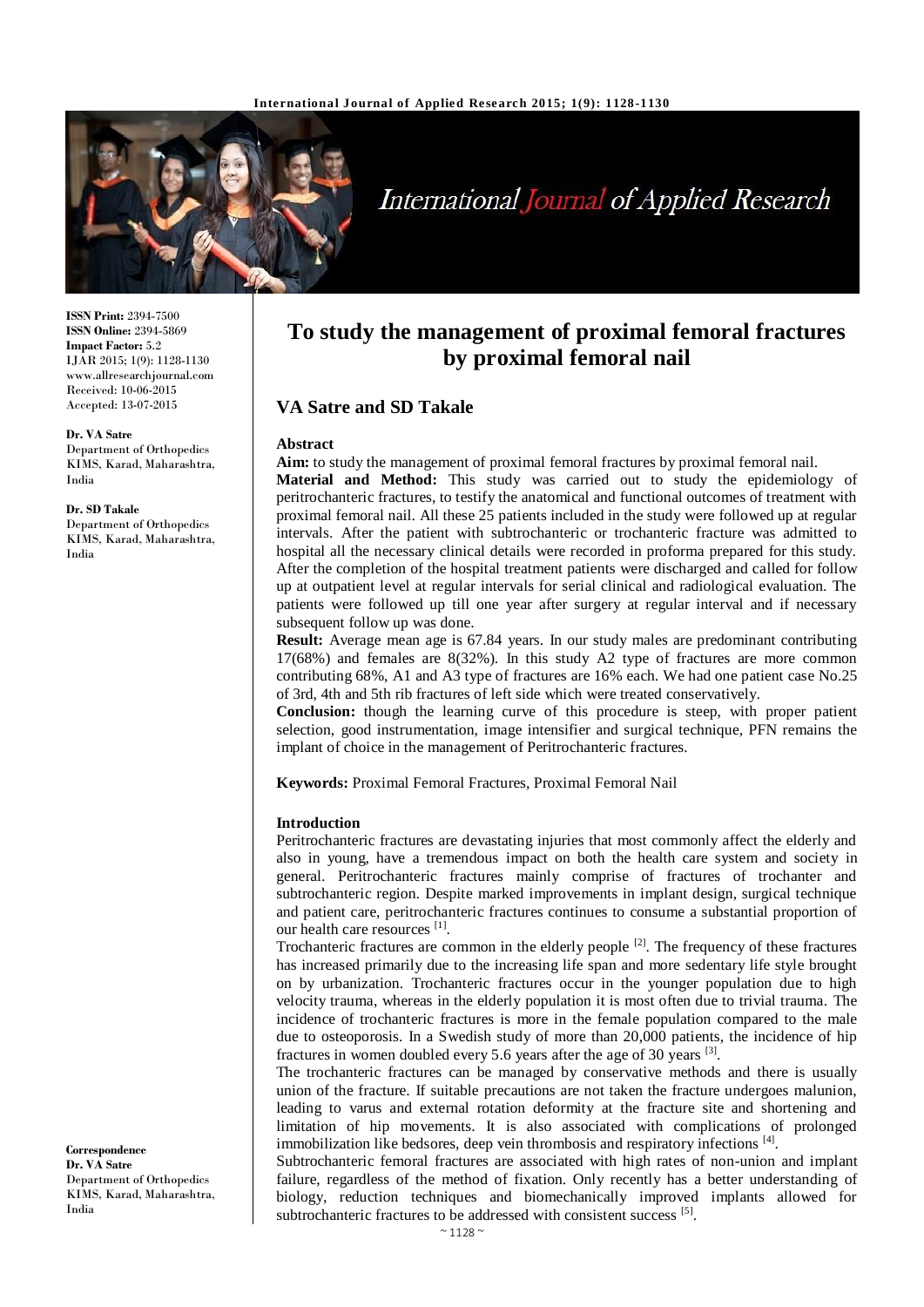ISSN Print: 2394-7500
ISSN Online: 2394-5869
Impact Factor: 5.2
IJAR 2015; 1(9): 1128-1130
www.allresearchjournal.com
Received: 10-06-2015
Accepted: 13-07-2015

**Dr. VA Satre**
Department of Orthopedics
KIMS, Karad, Maharashtra, India

**Dr. SD Takale**
Department of Orthopedics
KIMS, Karad, Maharashtra, India

**Correspondence**
**Dr. VA Satre**
Department of Orthopedics
KIMS, Karad, Maharashtra, India

# To study the management of proximal femoral fractures by proximal femoral nail

## VA Satre and SD Takale

### Abstract

**Aim:** to study the management of proximal femoral fractures by proximal femoral nail.

**Material and Method:** This study was carried out to study the epidemiology of peritrochanteric fractures, to testify the anatomical and functional outcomes of treatment with proximal femoral nail. All these 25 patients included in the study were followed up at regular intervals. After the patient with subtrochanteric or trochanteric fracture was admitted to hospital all the necessary clinical details were recorded in proforma prepared for this study. After the completion of the hospital treatment patients were discharged and called for follow up at outpatient level at regular intervals for serial clinical and radiological evaluation. The patients were followed up till one year after surgery at regular interval and if necessary subsequent follow up was done.

**Result:** Average mean age is 67.84 years. In our study males are predominant contributing 17(68%) and females are 8(32%). In this study A2 type of fractures are more common contributing 68%, A1 and A3 type of fractures are 16% each. We had one patient case No.25 of 3rd, 4th and 5th rib fractures of left side which were treated conservatively.

**Conclusion:** though the learning curve of this procedure is steep, with proper patient selection, good instrumentation, image intensifier and surgical technique, PFN remains the implant of choice in the management of Peritrochanteric fractures.

**Keywords:** Proximal Femoral Fractures, Proximal Femoral Nail

### Introduction

Peritrochanteric fractures are devastating injuries that most commonly affect the elderly and also in young, have a tremendous impact on both the health care system and society in general. Peritrochanteric fractures mainly comprise of fractures of trochanter and subtrochanteric region. Despite marked improvements in implant design, surgical technique and patient care, peritrochanteric fractures continues to consume a substantial proportion of our health care resources [1].

Trochanteric fractures are common in the elderly people [2]. The frequency of these fractures has increased primarily due to the increasing life span and more sedentary life style brought on by urbanization. Trochanteric fractures occur in the younger population due to high velocity trauma, whereas in the elderly population it is most often due to trivial trauma. The incidence of trochanteric fractures is more in the female population compared to the male due to osteoporosis. In a Swedish study of more than 20,000 patients, the incidence of hip fractures in women doubled every 5.6 years after the age of 30 years [3].

The trochanteric fractures can be managed by conservative methods and there is usually union of the fracture. If suitable precautions are not taken the fracture undergoes malunion, leading to varus and external rotation deformity at the fracture site and shortening and limitation of hip movements. It is also associated with complications of prolonged immobilization like bedsores, deep vein thrombosis and respiratory infections [4].

Subtrochanteric femoral fractures are associated with high rates of non-union and implant failure, regardless of the method of fixation. Only recently has a better understanding of biology, reduction techniques and biomechanically improved implants allowed for subtrochanteric fractures to be addressed with consistent success [5].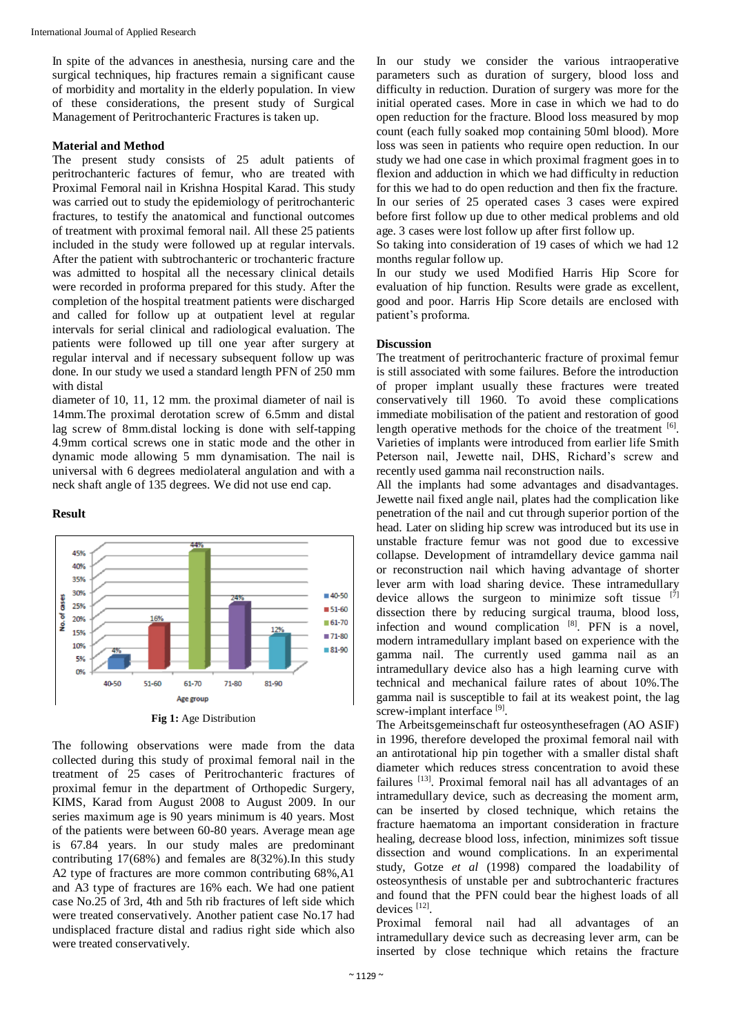In spite of the advances in anesthesia, nursing care and the surgical techniques, hip fractures remain a significant cause of morbidity and mortality in the elderly population. In view of these considerations, the present study of Surgical Management of Peritrochanteric Fractures is taken up.

**Material and Method**

The present study consists of 25 adult patients of peritrochanteric factures of femur, who are treated with Proximal Femoral nail in Krishna Hospital Karad. This study was carried out to study the epidemiology of peritrochanteric fractures, to testify the anatomical and functional outcomes of treatment with proximal femoral nail. All these 25 patients included in the study were followed up at regular intervals. After the patient with subtrochanteric or trochanteric fracture was admitted to hospital all the necessary clinical details were recorded in proforma prepared for this study. After the completion of the hospital treatment patients were discharged and called for follow up at outpatient level at regular intervals for serial clinical and radiological evaluation. The patients were followed up till one year after surgery at regular interval and if necessary subsequent follow up was done. In our study we used a standard length PFN of 250 mm with distal

diameter of 10, 11, 12 mm. the proximal diameter of nail is 14mm.The proximal derotation screw of 6.5mm and distal lag screw of 8mm.distal locking is done with self-tapping 4.9mm cortical screws one in static mode and the other in dynamic mode allowing 5 mm dynamisation. The nail is universal with 6 degrees mediolateral angulation and with a neck shaft angle of 135 degrees. We did not use end cap.

**Result**

| Age group | No. of cases |
|---|---|
| 40-50 | 4% |
| 51-60 | 16% |
| 61-70 | 44% |
| 71-80 | 24% |
| 81-90 | 12% |

**Fig 1:** Age Distribution

The following observations were made from the data collected during this study of proximal femoral nail in the treatment of 25 cases of Peritrochanteric fractures of proximal femur in the department of Orthopedic Surgery, KIMS, Karad from August 2008 to August 2009. In our series maximum age is 90 years minimum is 40 years. Most of the patients were between 60-80 years. Average mean age is 67.84 years. In our study males are predominant contributing 17(68%) and females are 8(32%).In this study A2 type of fractures are more common contributing 68%,A1 and A3 type of fractures are 16% each. We had one patient case No.25 of 3rd, 4th and 5th rib fractures of left side which were treated conservatively. Another patient case No.17 had undisplaced fracture distal and radius right side which also were treated conservatively.

In our study we consider the various intraoperative parameters such as duration of surgery, blood loss and difficulty in reduction. Duration of surgery was more for the initial operated cases. More in case in which we had to do open reduction for the fracture. Blood loss measured by mop count (each fully soaked mop containing 50ml blood). More loss was seen in patients who require open reduction. In our study we had one case in which proximal fragment goes in to flexion and adduction in which we had difficulty in reduction for this we had to do open reduction and then fix the fracture. In our series of 25 operated cases 3 cases were expired before first follow up due to other medical problems and old age. 3 cases were lost follow up after first follow up.

So taking into consideration of 19 cases of which we had 12 months regular follow up.

In our study we used Modified Harris Hip Score for evaluation of hip function. Results were grade as excellent, good and poor. Harris Hip Score details are enclosed with patient's proforma.

**Discussion**

The treatment of peritrochanteric fracture of proximal femur is still associated with some failures. Before the introduction of proper implant usually these fractures were treated conservatively till 1960. To avoid these complications immediate mobilisation of the patient and restoration of good length operative methods for the choice of the treatment [6]. Varieties of implants were introduced from earlier life Smith Peterson nail, Jewette nail, DHS, Richard's screw and recently used gamma nail reconstruction nails.

All the implants had some advantages and disadvantages. Jewette nail fixed angle nail, plates had the complication like penetration of the nail and cut through superior portion of the head. Later on sliding hip screw was introduced but its use in unstable fracture femur was not good due to excessive collapse. Development of intramdellary device gamma nail or reconstruction nail which having advantage of shorter lever arm with load sharing device. These intramedullary device allows the surgeon to minimize soft tissue [7] dissection there by reducing surgical trauma, blood loss, infection and wound complication [8]. PFN is a novel, modern intramedullary implant based on experience with the gamma nail. The currently used gamma nail as an intramedullary device also has a high learning curve with technical and mechanical failure rates of about 10%.The gamma nail is susceptible to fail at its weakest point, the lag screw-implant interface [9].

The Arbeitsgemeinschaft fur osteosynthesefragen (AO ASIF) in 1996, therefore developed the proximal femoral nail with an antirotational hip pin together with a smaller distal shaft diameter which reduces stress concentration to avoid these failures [13]. Proximal femoral nail has all advantages of an intramedullary device, such as decreasing the moment arm, can be inserted by closed technique, which retains the fracture haematoma an important consideration in fracture healing, decrease blood loss, infection, minimizes soft tissue dissection and wound complications. In an experimental study, Gotze *et al* (1998) compared the loadability of osteosynthesis of unstable per and subtrochanteric fractures and found that the PFN could bear the highest loads of all devices [12].

Proximal femoral nail had all advantages of an intramedullary device such as decreasing lever arm, can be inserted by close technique which retains the fracture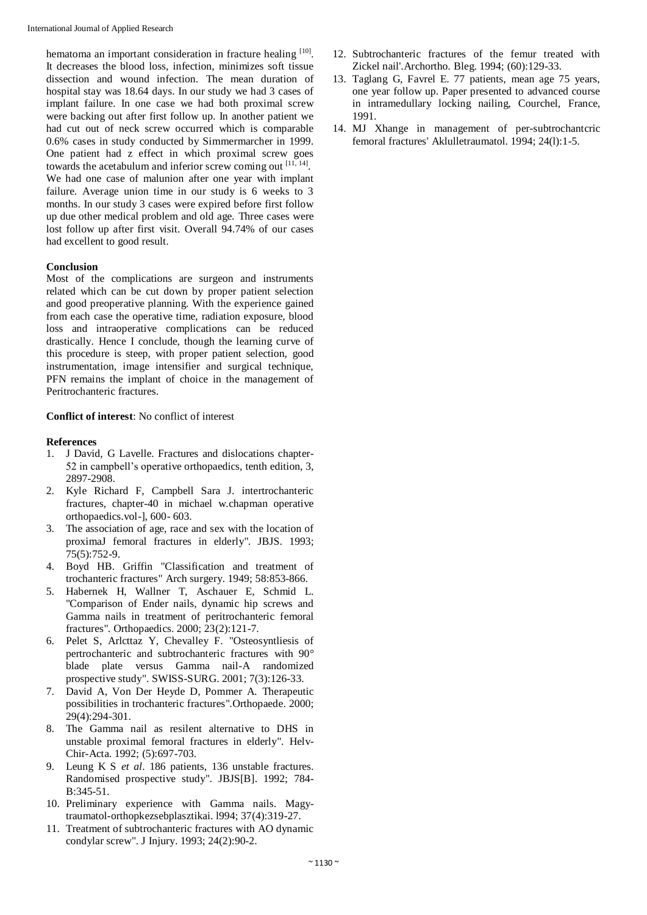hematoma an important consideration in fracture healing [10]. It decreases the blood loss, infection, minimizes soft tissue dissection and wound infection. The mean duration of hospital stay was 18.64 days. In our study we had 3 cases of implant failure. In one case we had both proximal screw were backing out after first follow up. In another patient we had cut out of neck screw occurred which is comparable 0.6% cases in study conducted by Simmermarcher in 1999. One patient had z effect in which proximal screw goes towards the acetabulum and inferior screw coming out [11, 14].

We had one case of malunion after one year with implant failure. Average union time in our study is 6 weeks to 3 months. In our study 3 cases were expired before first follow up due other medical problem and old age. Three cases were lost follow up after first visit. Overall 94.74% of our cases had excellent to good result.

## Conclusion

Most of the complications are surgeon and instruments related which can be cut down by proper patient selection and good preoperative planning. With the experience gained from each case the operative time, radiation exposure, blood loss and intraoperative complications can be reduced drastically. Hence I conclude, though the learning curve of this procedure is steep, with proper patient selection, good instrumentation, image intensifier and surgical technique, PFN remains the implant of choice in the management of Peritrochanteric fractures.

**Conflict of interest**: No conflict of interest

## References

1. J David, G Lavelle. Fractures and dislocations chapter-52 in campbell's operative orthopaedics, tenth edition, 3, 2897-2908.
2. Kyle Richard F, Campbell Sara J. intertrochanteric fractures, chapter-40 in michael w.chapman operative orthopaedics.vol-], 600- 603.
3. The association of age, race and sex with the location of proximaJ femoral fractures in elderly". JBJS. 1993; 75(5):752-9.
4. Boyd HB. Griffin "Classification and treatment of trochanteric fractures" Arch surgery. 1949; 58:853-866.
5. Habernek H, Wallner T, Aschauer E, Schmid L. "Comparison of Ender nails, dynamic hip screws and Gamma nails in treatment of peritrochanteric femoral fractures". Orthopaedics. 2000; 23(2):121-7.
6. Pelet S, Arlcttaz Y, Chevalley F. "Osteosyntliesis of pertrochanteric and subtrochanteric fractures with 90° blade plate versus Gamma nail-A randomized prospective study". SWISS-SURG. 2001; 7(3):126-33.
7. David A, Von Der Heyde D, Pommer A. Therapeutic possibilities in trochanteric fractures".Orthopaede. 2000; 29(4):294-301.
8. The Gamma nail as resilent alternative to DHS in unstable proximal femoral fractures in elderly". Helv-Chir-Acta. 1992; (5):697-703.
9. Leung K S *et al*. 186 patients, 136 unstable fractures. Randomised prospective study". JBJS[B]. 1992; 784-B:345-51.
10. Preliminary experience with Gamma nails. Magy-traumatol-orthopkezsebplasztikai. l994; 37(4):319-27.
11. Treatment of subtrochanteric fractures with AO dynamic condylar screw". J Injury. 1993; 24(2):90-2.
12. Subtrochanteric fractures of the femur treated with Zickel nail'.Archortho. Bleg. 1994; (60):129-33.
13. Taglang G, Favrel E. 77 patients, mean age 75 years, one year follow up. Paper presented to advanced course in intramedullary locking nailing, Courchel, France, 1991.
14. MJ Xhange in management of per-subtrochantcric femoral fractures' Aklulletraumatol. 1994; 24(l):1-5.